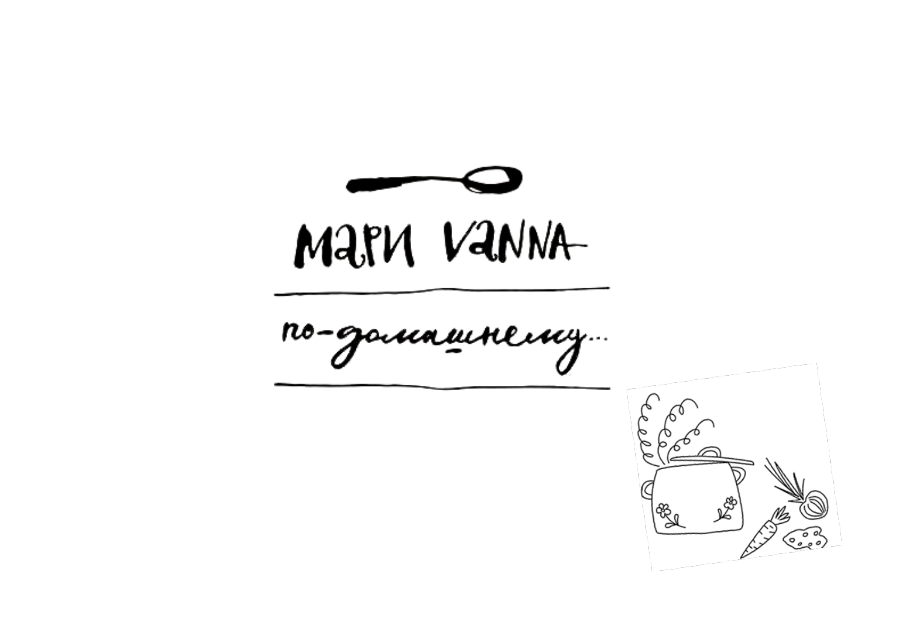# МаРИ VаNNА

по-домашнему...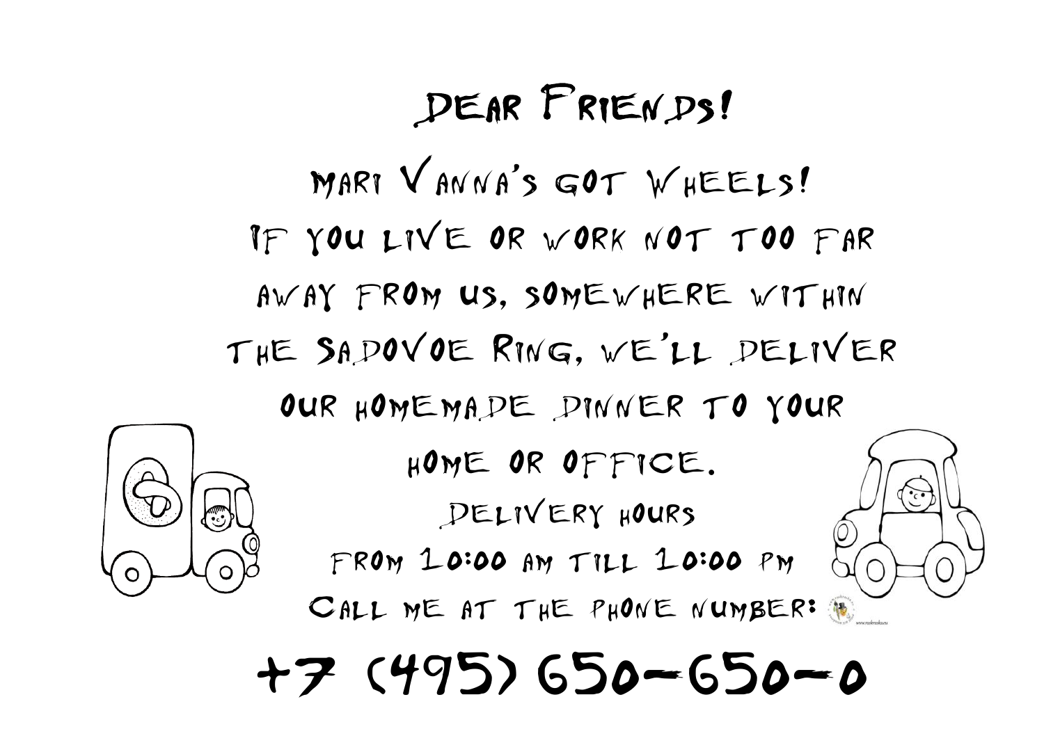# Dear Friends!

Mari Vanna's got Wheels!

If you live or work not too far away from us, somewhere within the Sadovoe Ring, we'll deliver our homemade dinner to your home or office.

Delivery hours

from 10:00 am till 10:00 pm

Call me at the phone number:

**+7 (495) 650-650-0**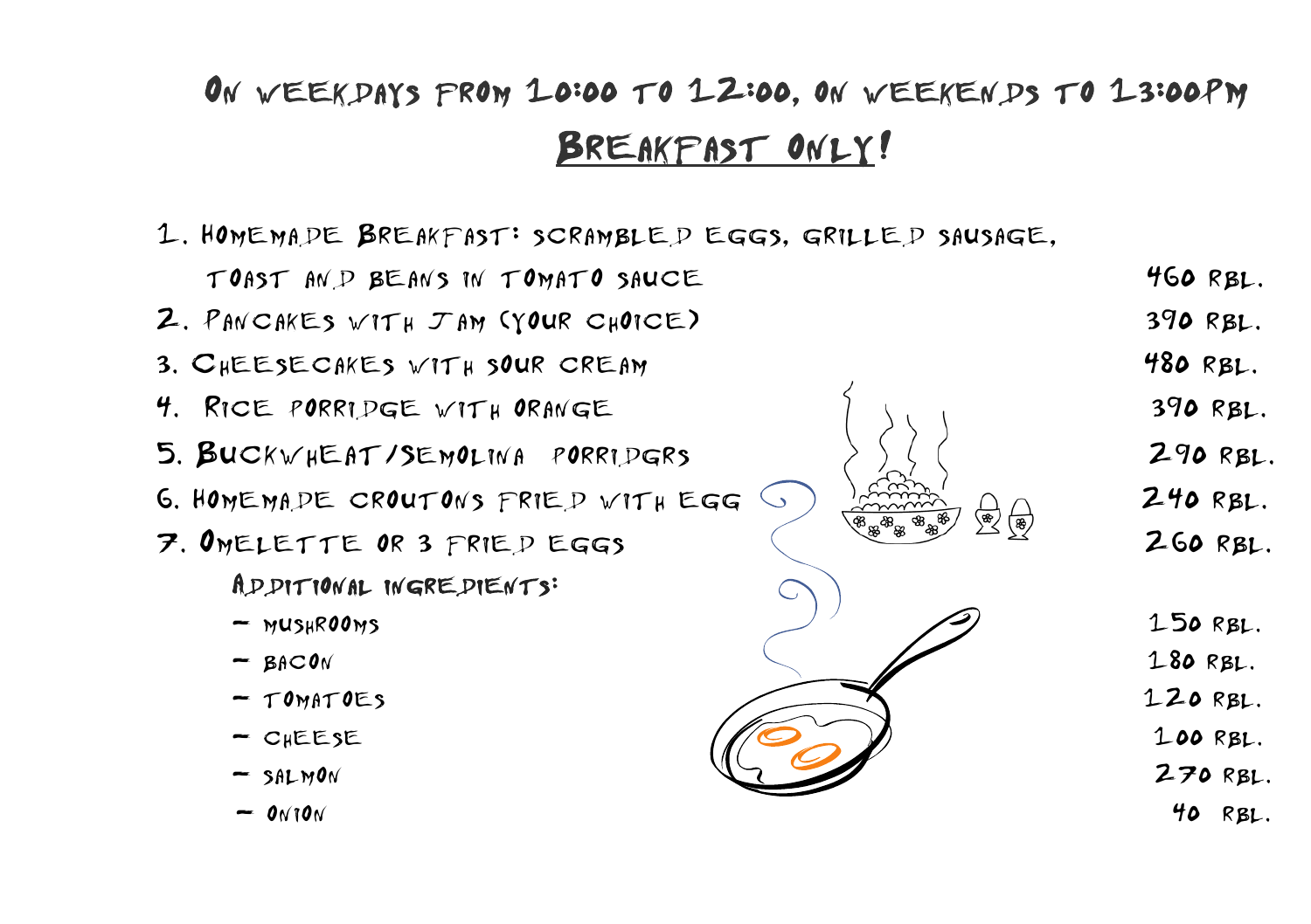## On weekdays from 10:00 to 12:00, on weekends to 13:00pm

## Breakfast only!

| Item | Price |
|---|---|
| 1. Homemade Breakfast: scrambled eggs, grilled sausage, toast and beans in tomato sauce | 460 rbl. |
| 2. Pancakes with Jam (your choice) | 390 rbl. |
| 3. Cheesecakes with sour cream | 480 rbl. |
| 4. Rice porridge with orange | 390 rbl. |
| 5. Buckwheat/Semolina porridgrs | 290 rbl. |
| 6. Homemade croutons fried with egg | 240 rbl. |
| 7. Omelette or 3 fried eggs | 260 rbl. |

Additional ingredients:

| Ingredient | Price |
|---|---|
| – mushrooms | 150 rbl. |
| – bacon | 180 rbl. |
| – tomatoes | 120 rbl. |
| – cheese | 100 rbl. |
| – salmon | 270 rbl. |
| – onion | 40 rbl. |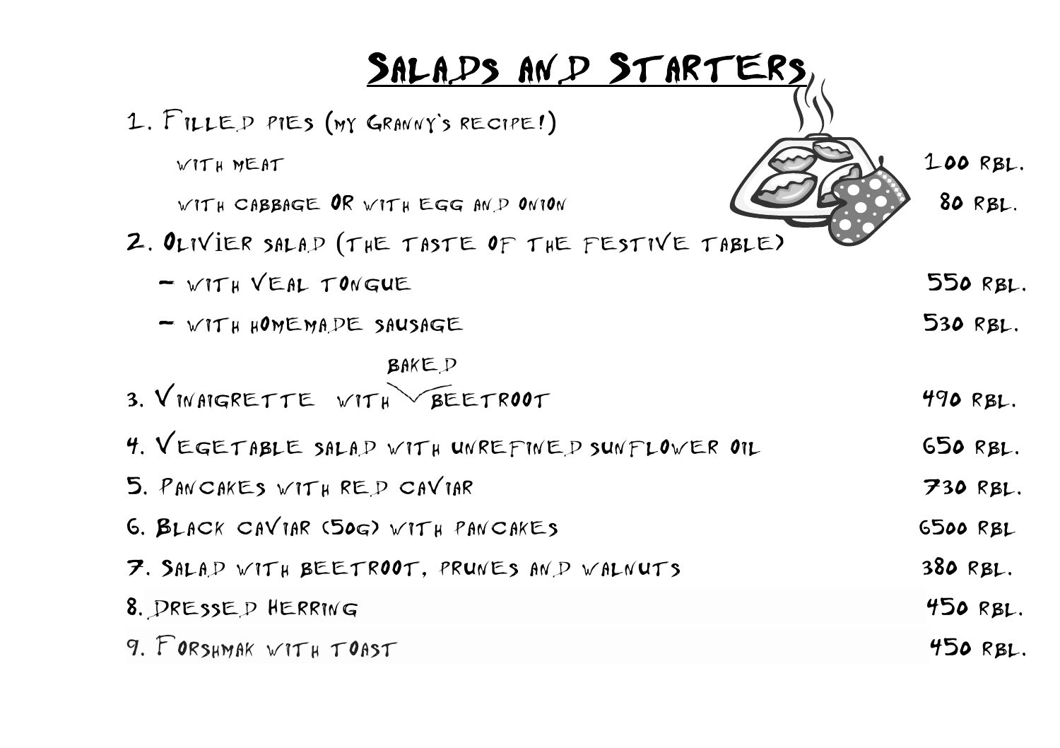# Salads and Starters

1. Filled pies (my Granny's recipe!)
   - with meat — 100 rbl.
   - with cabbage OR with egg and onion — 80 rbl.
2. Olivier salad (the taste of the festive table)
   - with veal tongue — 550 rbl.
   - with homemade sausage — 530 rbl.
3. Vinaigrette with baked beetroot — 490 rbl.
4. Vegetable salad with unrefined sunflower oil — 650 rbl.
5. Pancakes with red caviar — 730 rbl.
6. Black caviar (50g) with pancakes — 6500 rbl
7. Salad with beetroot, prunes and walnuts — 380 rbl.
8. Dressed herring — 450 rbl.
9. Forshmak with toast — 450 rbl.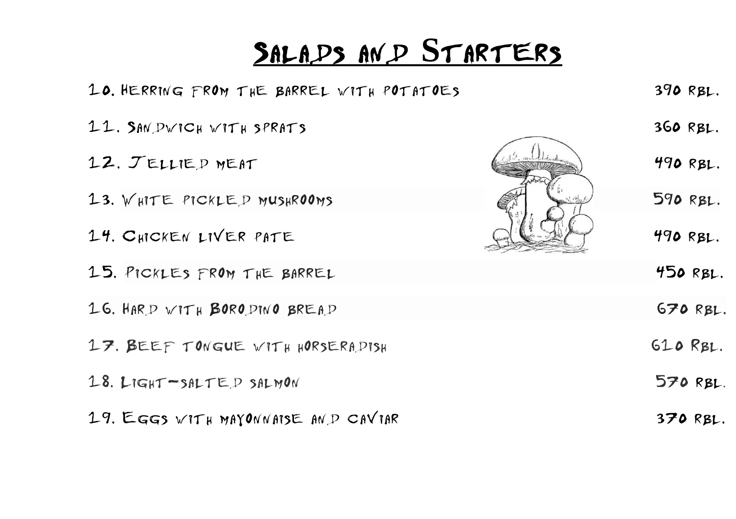# Salads and Starters

| Item | Price |
|---|---|
| 10. Herring from the barrel with potatoes | 390 rbl. |
| 11. Sandwich with sprats | 360 rbl. |
| 12. Jellied meat | 490 rbl. |
| 13. White pickled mushrooms | 590 rbl. |
| 14. Chicken liver pate | 490 rbl. |
| 15. Pickles from the barrel | 450 rbl. |
| 16. Hard with Borodino bread | 670 rbl. |
| 17. Beef tongue with horseradish | 610 rbl. |
| 18. Light-salted salmon | 570 rbl. |
| 19. Eggs with mayonnaise and caviar | 370 rbl. |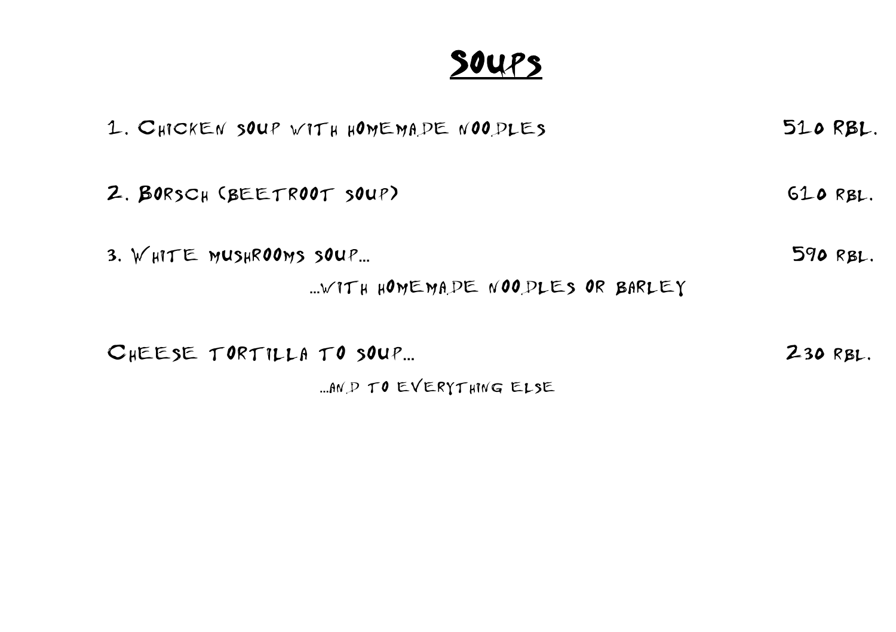# Soups

1. Chicken soup with homemade noodles — 510 rbl.

2. Borsch (beetroot soup) — 610 rbl.

3. White mushrooms soup… — 590 rbl.

   …with homemade noodles or barley

Cheese tortilla to soup… — 230 rbl.

…and to everything else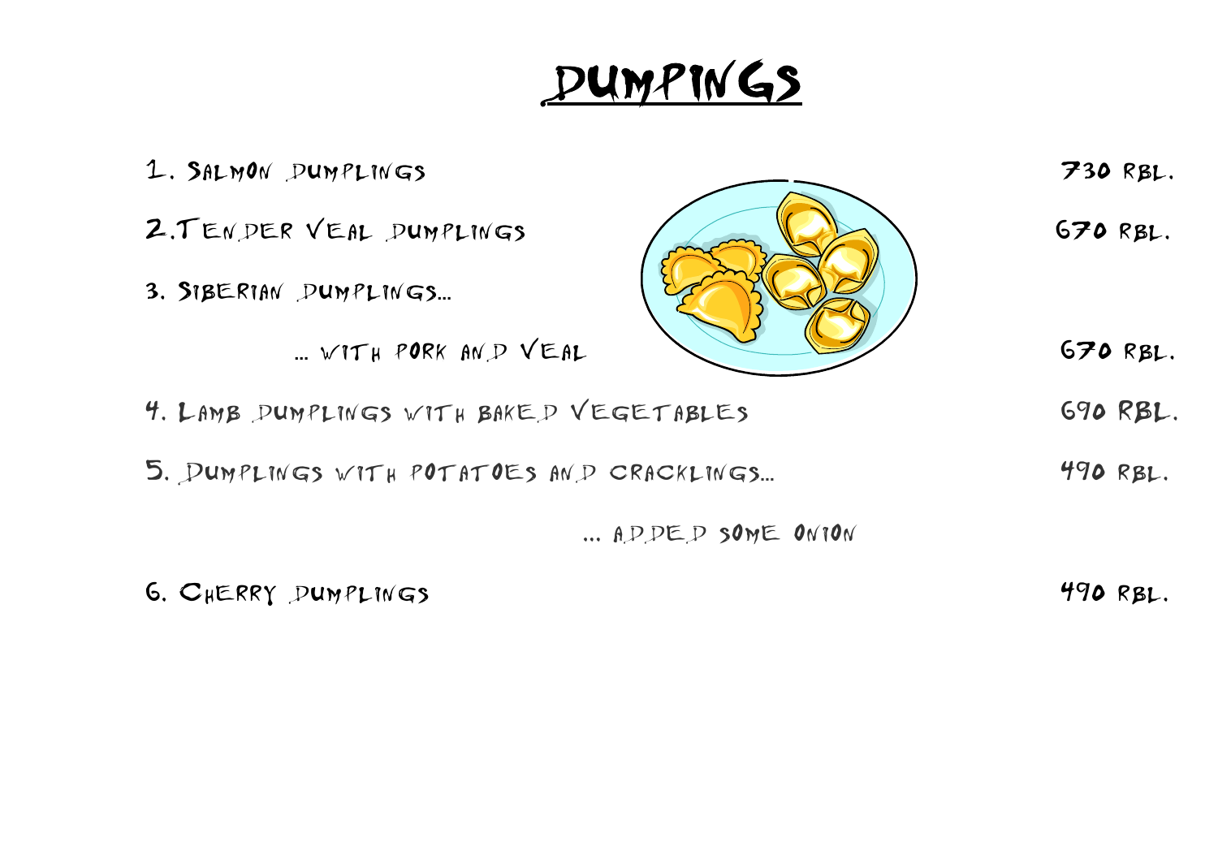# DUMPINGS

| | |
|---|---|
| 1. Salmon dumplings | 730 rbl. |
| 2. Tender veal dumplings | 670 rbl. |
| 3. Siberian dumplings... | |
| ... with pork and veal | 670 rbl. |
| 4. Lamb dumplings with baked vegetables | 690 rbl. |
| 5. Dumplings with potatoes and cracklings... | 490 rbl. |
| ... added some onion | |
| 6. Cherry dumplings | 490 rbl. |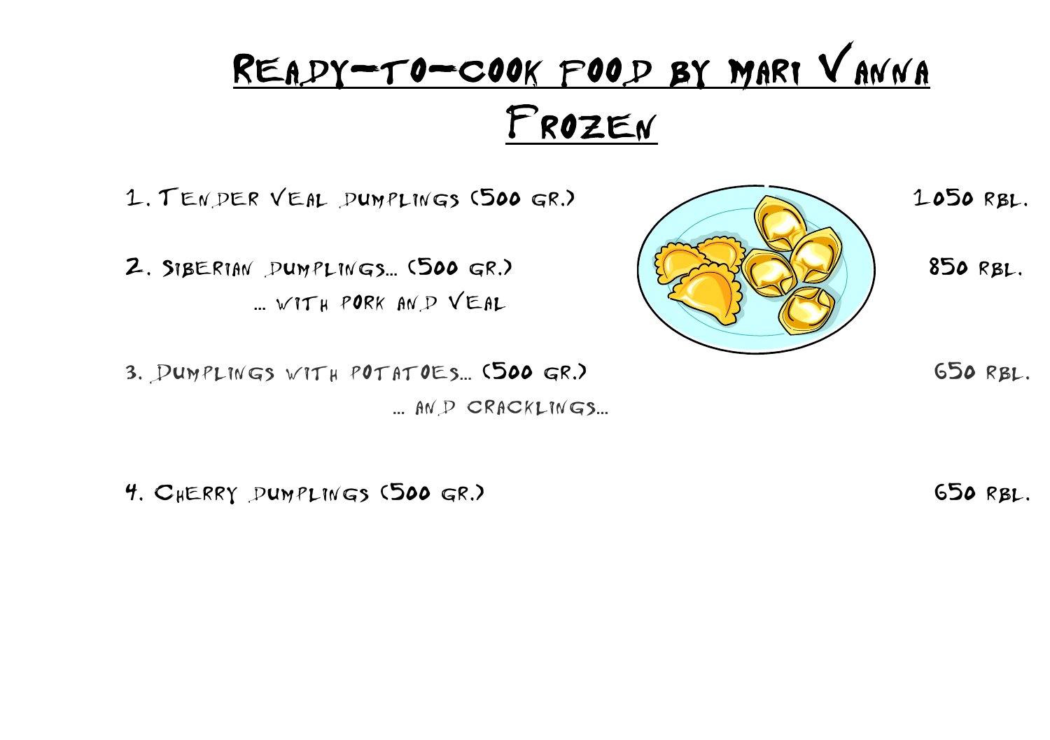# Ready-to-cook food by Mari Vanna

## Frozen

1. Tender veal dumplings (500 gr.) 1050 rbl.

2. Siberian dumplings... (500 gr.) 850 rbl.
   ... with pork and veal

3. Dumplings with potatoes... (500 gr.) 650 rbl.
   ... and cracklings...

4. Cherry dumplings (500 gr.) 650 rbl.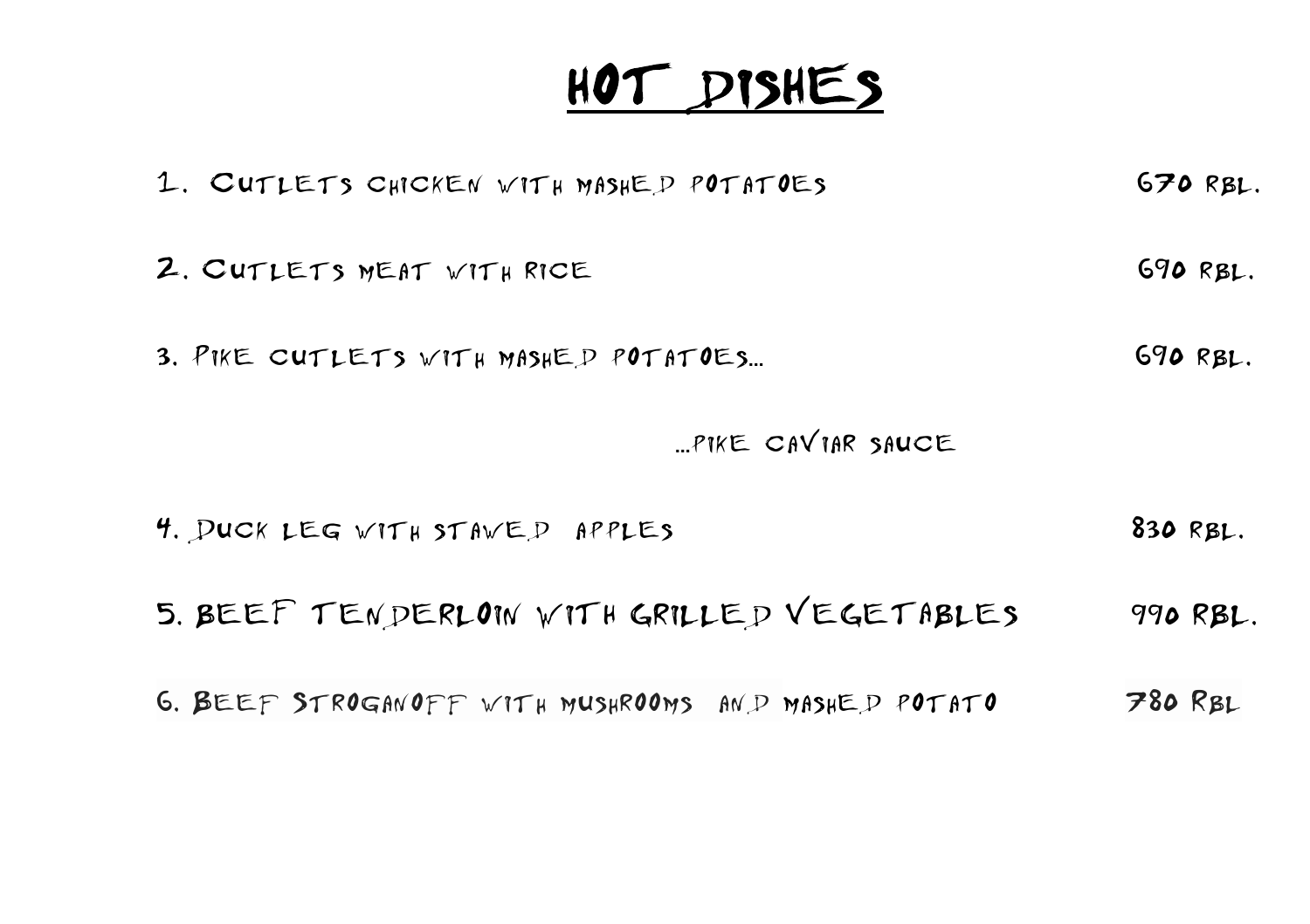# HOT DISHES

| | |
|---|---|
| 1. CUTLETS CHICKEN WITH MASHED POTATOES | 670 RBL. |
| 2. CUTLETS MEAT WITH RICE | 690 RBL. |
| 3. PIKE CUTLETS WITH MASHED POTATOES… …PIKE CAVIAR SAUCE | 690 RBL. |
| 4. DUCK LEG WITH STAWED APPLES | 830 RBL. |
| 5. BEEF TENDERLOIN WITH GRILLED VEGETABLES | 990 RBL. |
| 6. BEEF STROGANOFF WITH MUSHROOMS AND MASHED POTATO | 780 RBL |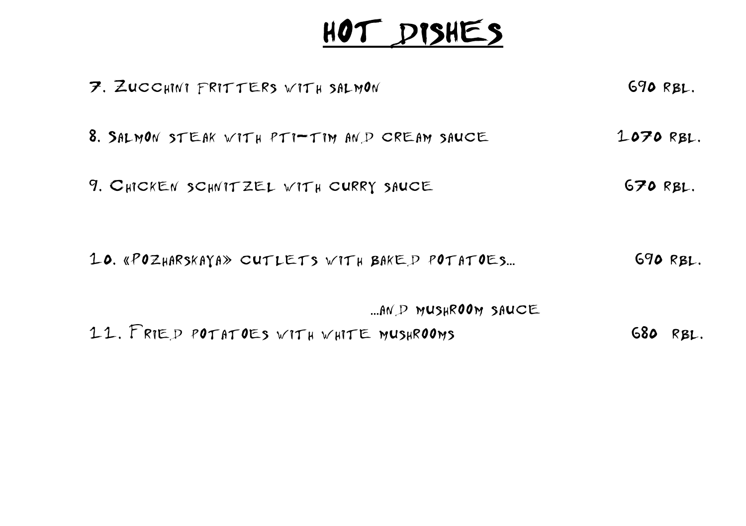# HOT DISHES

7. Zucchini fritters with salmon — 690 rbl.

8. Salmon steak with pti-tim and cream sauce — 1070 rbl.

9. Chicken schnitzel with curry sauce — 670 rbl.

10. «Pozharskaya» cutlets with baked potatoes... — 690 rbl.

...and mushroom sauce

11. Fried potatoes with white mushrooms — 680 rbl.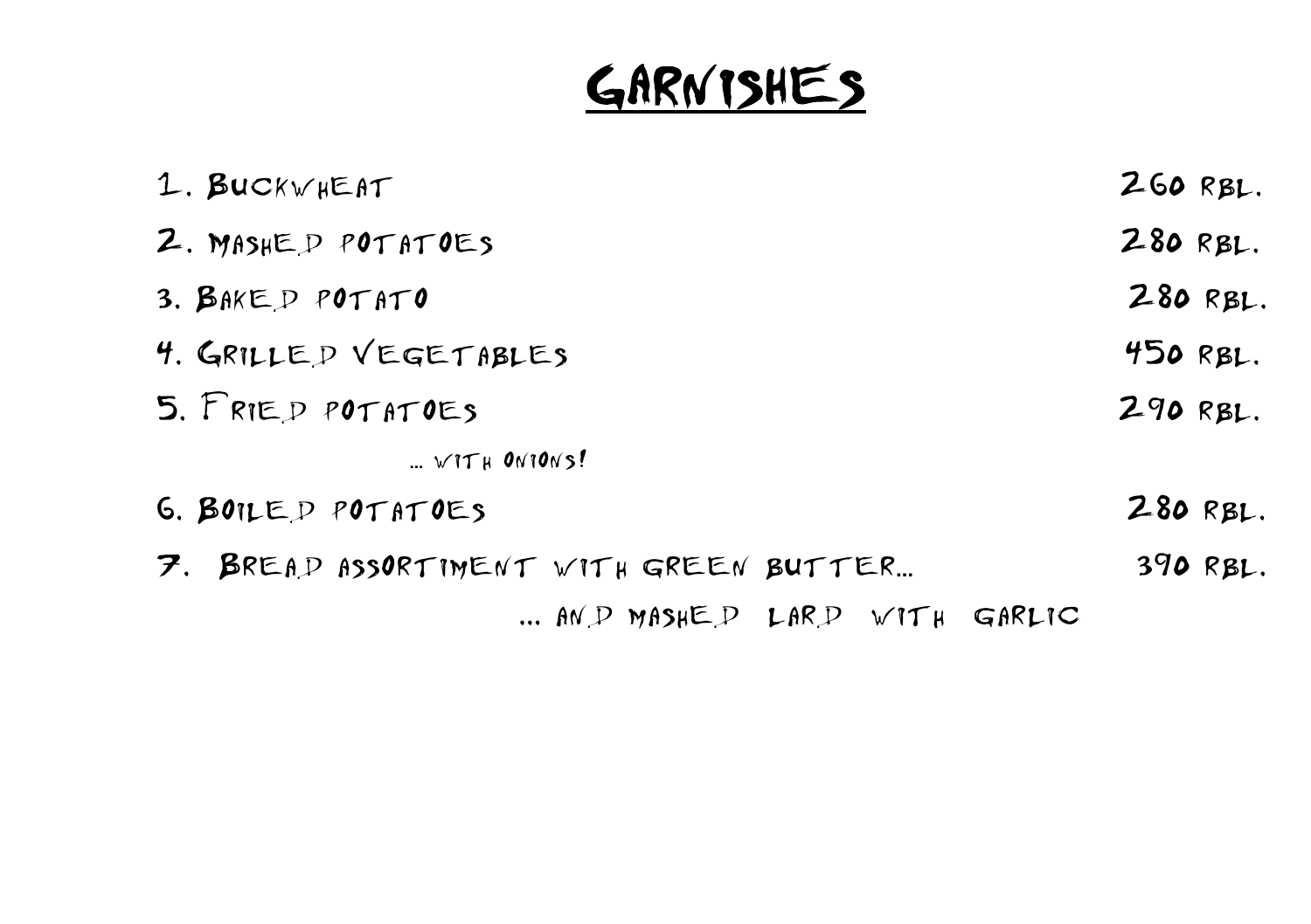# GARNISHES

1. Buckwheat — 260 rbl.
2. Mashed potatoes — 280 rbl.
3. Baked potato — 280 rbl.
4. Grilled vegetables — 450 rbl.
5. Fried potatoes — 290 rbl.

   … with onions!

6. Boiled potatoes — 280 rbl.
7. Bread assortiment with green butter… — 390 rbl.

   … and mashed lard with garlic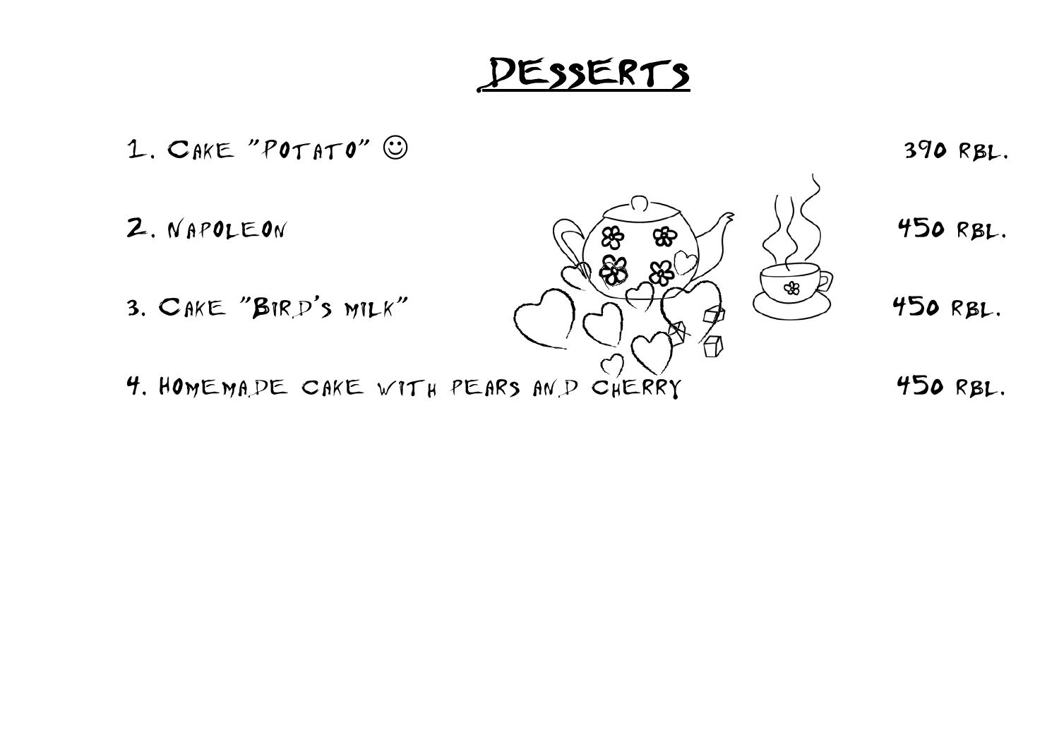# Desserts

| | |
|---|---|
| 1. Cake "Potato" ☺ | 390 rbl. |
| 2. Napoleon | 450 rbl. |
| 3. Cake "Bird's milk" | 450 rbl. |
| 4. Homemade cake with pears and cherry | 450 rbl. |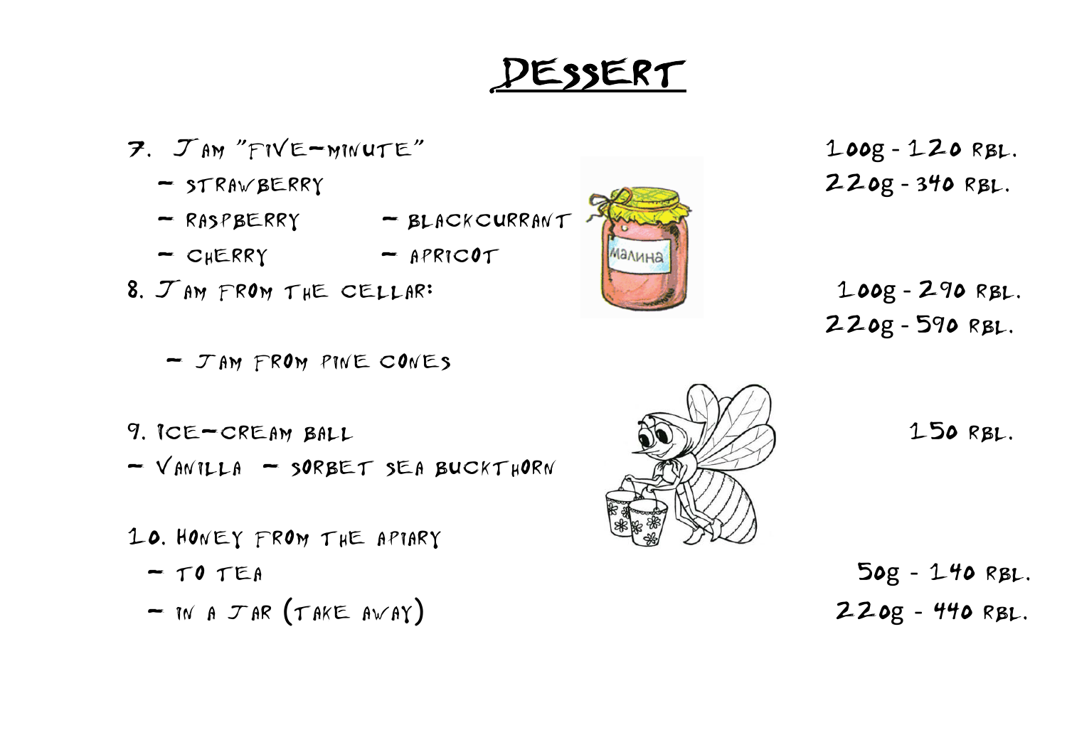# DESSERT

7. Jam "Five-minute" — 100g - 120 rbl. / 220g - 340 rbl.
   - strawberry
   - raspberry
   - blackcurrant
   - cherry
   - apricot

8. Jam from the cellar: — 100g - 290 rbl. / 220g - 590 rbl.
   - Jam from pine cones

9. Ice-cream ball — 150 rbl.
   - Vanilla
   - sorbet sea buckthorn

10. Honey from the apiary
   - to tea — 50g - 140 rbl.
   - in a jar (take away) — 220g - 440 rbl.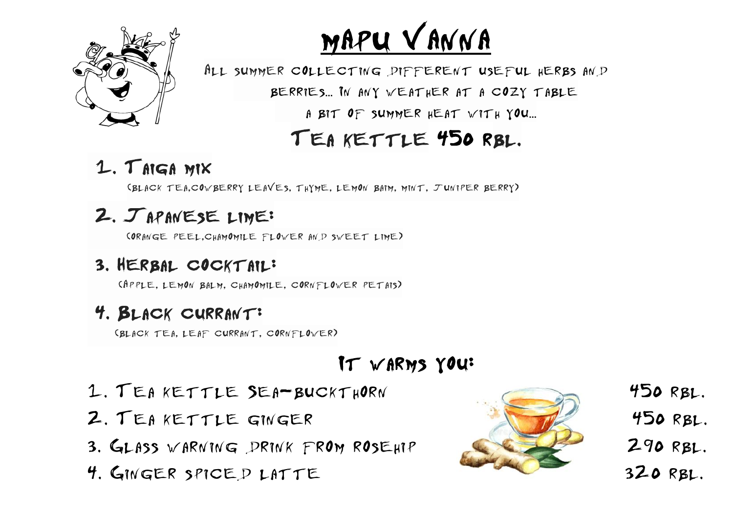# MAPU VANNA

All summer collecting different useful herbs and berries... In any weather at a cozy table a bit of summer heat with you...

## Tea kettle 450 rbl.

### 1. Taiga mix

(black tea,cowberry leaves, thyme, lemon baim, mint, Juniper berry)

### 2. Japanese lime:

(orange peel,chamomile flower and sweet lime)

### 3. Herbal cocktail:

(apple, lemon balm, chamomile, cornflower petais)

### 4. Black currant:

(black tea, leaf currant, cornflower)

## It warms you:

1. Tea kettle sea-buckthorn — 450 rbl.
2. Tea kettle ginger — 450 rbl.
3. Glass warning drink from rosehip — 290 rbl.
4. Ginger spiced latte — 320 rbl.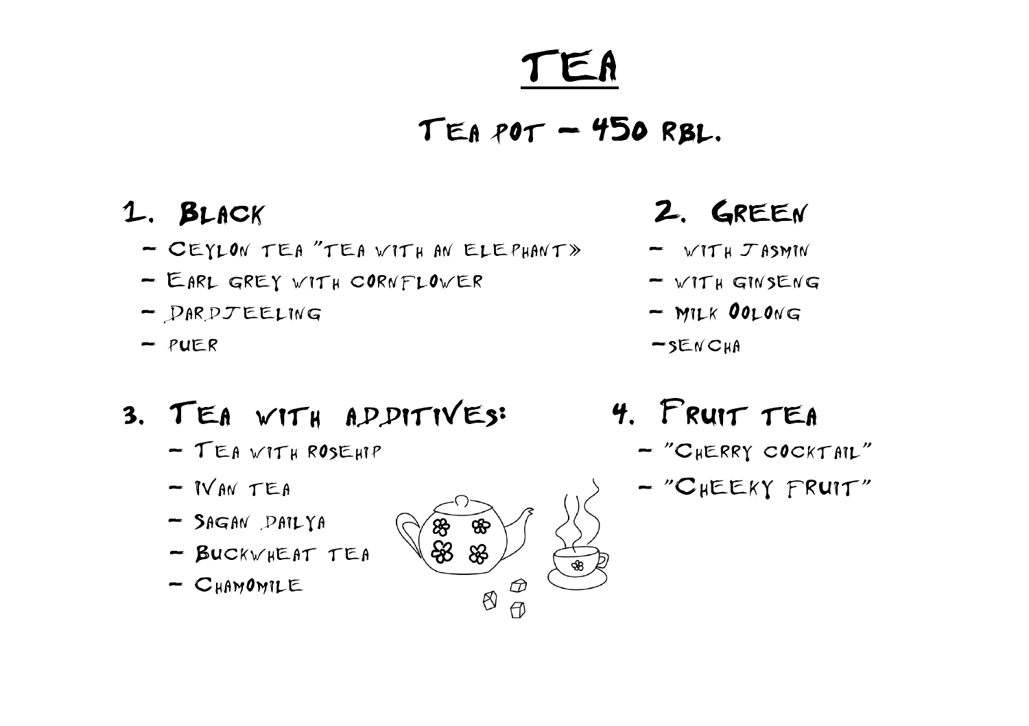# TEA

## TEA POT – 450 RBL.

### 1. BLACK

- CEYLON TEA "TEA WITH AN ELEPHANT»
- EARL GREY WITH CORNFLOWER
- DARDJEELING
- PUER

### 2. GREEN

- WITH JASMIN
- WITH GINSENG
- MILK OOLONG
- SENCHA

### 3. TEA WITH ADDITIVES:

- TEA WITH ROSEHIP
- IVAN TEA
- SAGAN DAILYA
- BUCKWHEAT TEA
- CHAMOMILE

### 4. FRUIT TEA

- "CHERRY COCKTAIL"
- "CHEEKY FRUIT"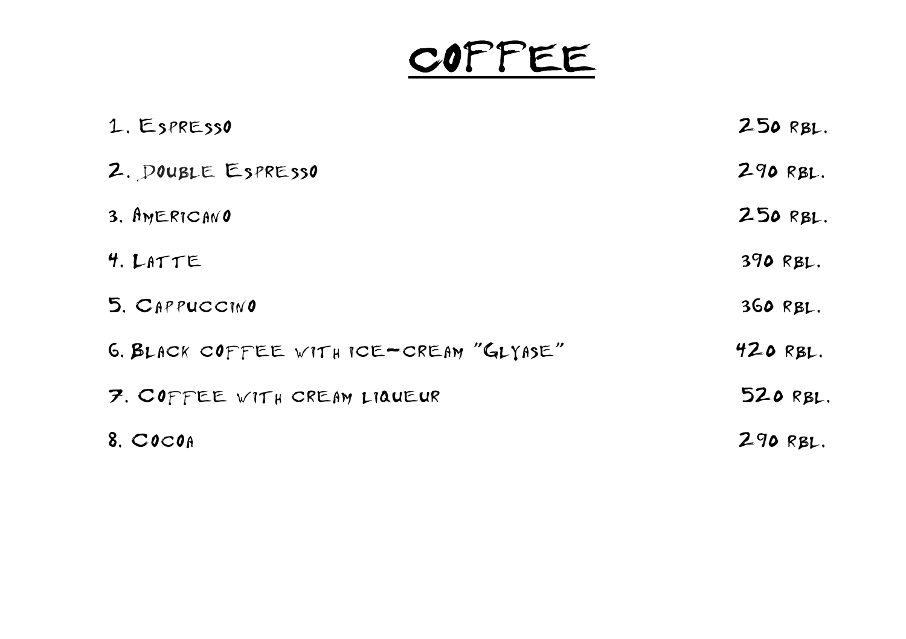# COFFEE

| | |
|---|---|
| 1. Espresso | 250 rbl. |
| 2. Double Espresso | 290 rbl. |
| 3. Americano | 250 rbl. |
| 4. Latte | 390 rbl. |
| 5. Cappuccino | 360 rbl. |
| 6. Black coffee with ice-cream "Glyase" | 420 rbl. |
| 7. Coffee with cream liqueur | 520 rbl. |
| 8. Cocoa | 290 rbl. |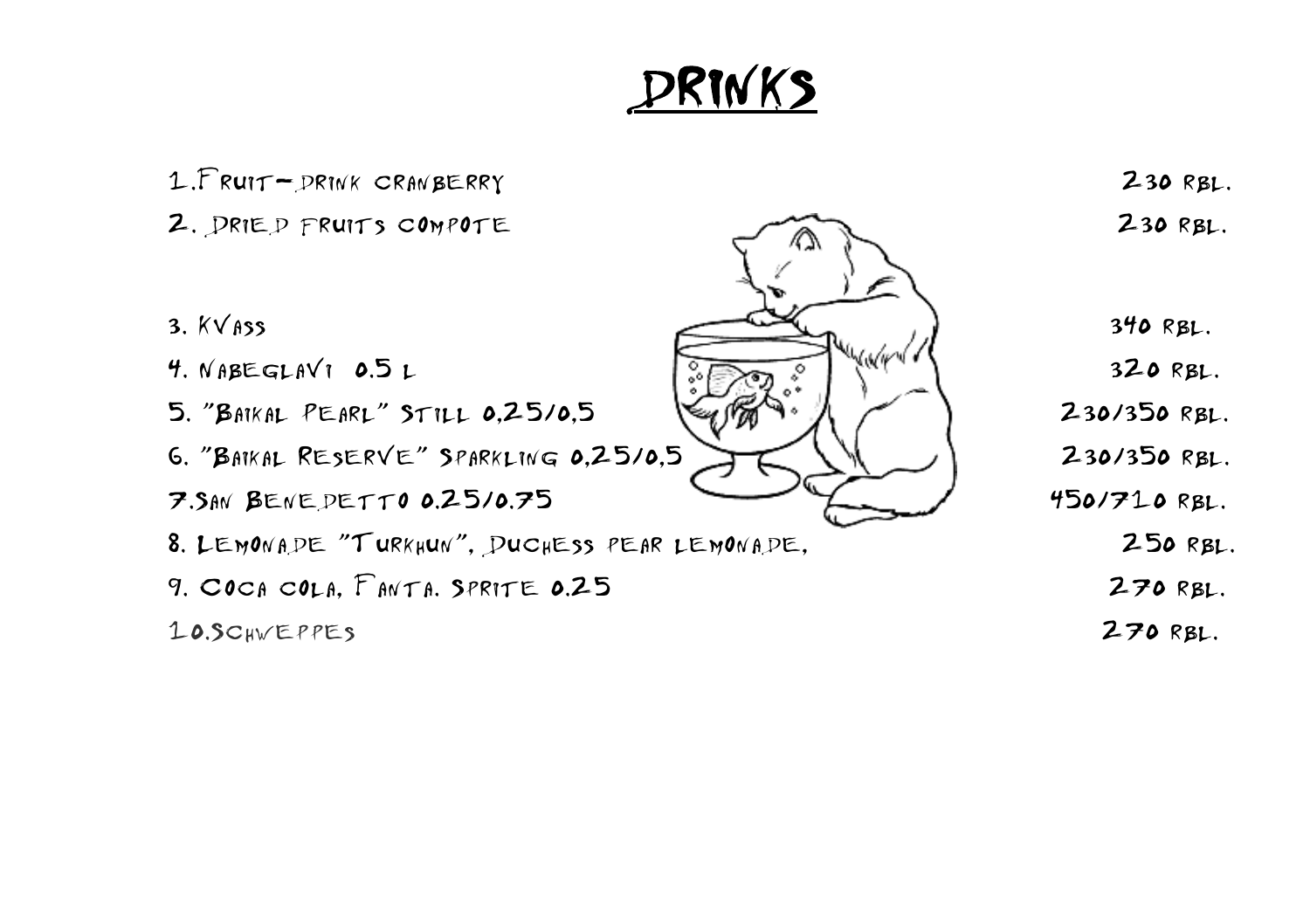# DRINKS

| | |
|---|---|
| 1.Fruit-drink cranberry | 230 rbl. |
| 2. Dried fruits compote | 230 rbl. |
| 3. Kvass | 340 rbl. |
| 4. Nabeglavi 0.5 l | 320 rbl. |
| 5. "Baikal Pearl" still 0,25/0,5 | 230/350 rbl. |
| 6. "Baikal Reserve" sparkling 0,25/0,5 | 230/350 rbl. |
| 7.San Benedetto 0.25/0.75 | 450/710 rbl. |
| 8. Lemonade "Turkhun", Duchess pear lemonade, | 250 rbl. |
| 9. Coca cola, Fanta. Sprite 0.25 | 270 rbl. |
| 10.Schweppes | 270 rbl. |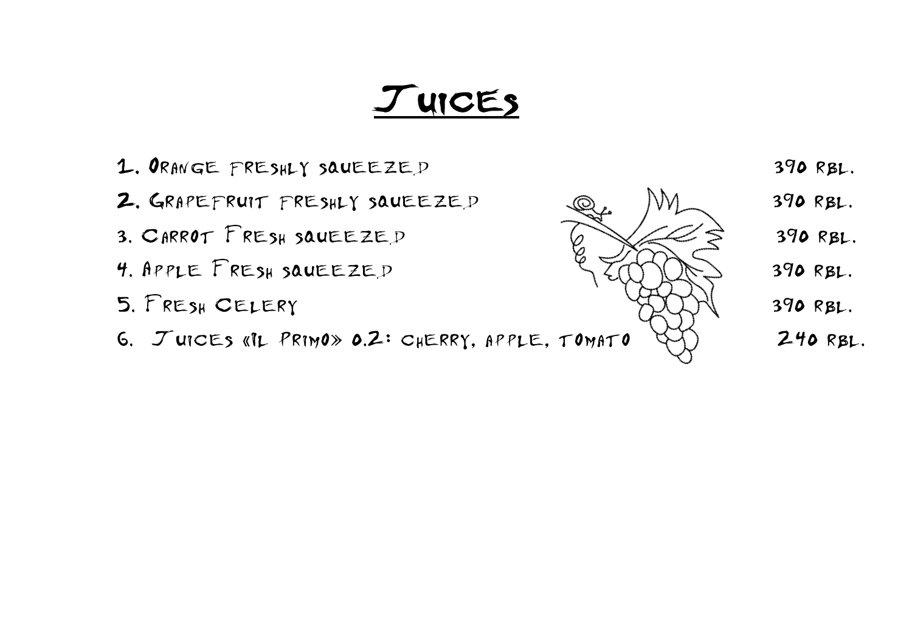# Juices

1. Orange freshly squeezed — 390 rbl.
2. Grapefruit freshly squeezed — 390 rbl.
3. Carrot Fresh squeezed — 390 rbl.
4. Apple Fresh squeezed — 390 rbl.
5. Fresh Celery — 390 rbl.
6. Juices «Il Primo» 0.2: cherry, apple, tomato — 240 rbl.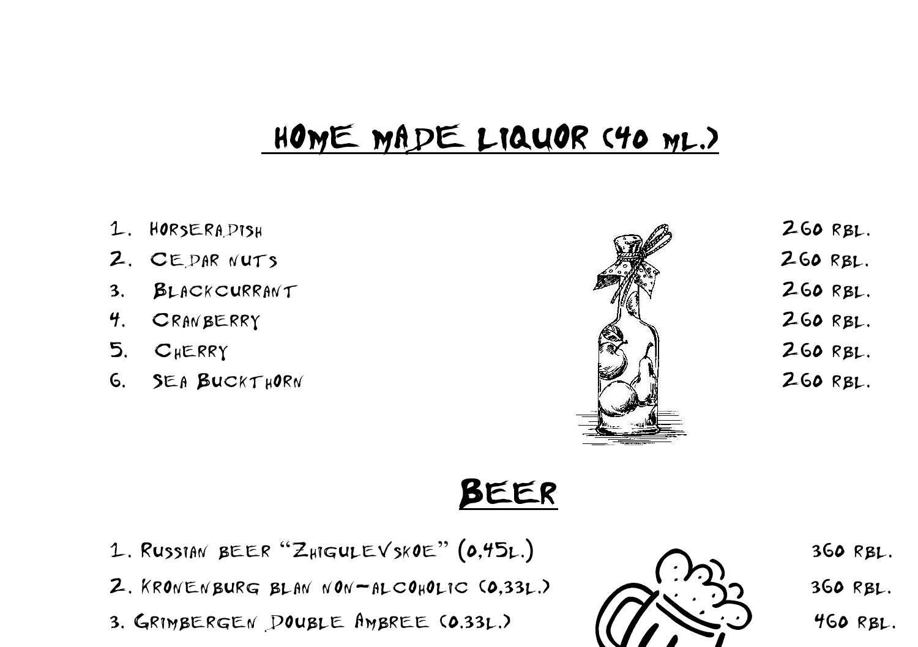# HOME MADE LIQUOR (40 ML.)

| | |
|---|---|
| 1. Horseradish | 260 rbl. |
| 2. Cedar nuts | 260 rbl. |
| 3. Blackcurrant | 260 rbl. |
| 4. Cranberry | 260 rbl. |
| 5. Cherry | 260 rbl. |
| 6. Sea Buckthorn | 260 rbl. |

# BEER

| | |
|---|---|
| 1. Russian beer "Zhigulevskoe" (0,45l.) | 360 rbl. |
| 2. Kronenburg blan non-alcoholic (0,33l.) | 360 rbl. |
| 3. Grimbergen Double Ambree (0.33l.) | 460 rbl. |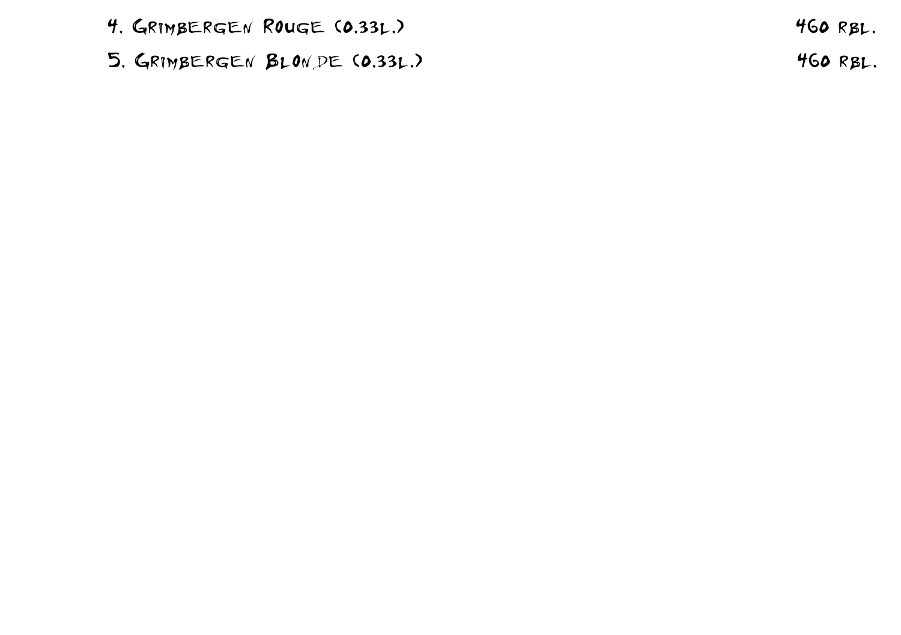4. Grimbergen Rouge (0.33l.) 460 rbl.

5. Grimbergen Blonde (0.33l.) 460 rbl.